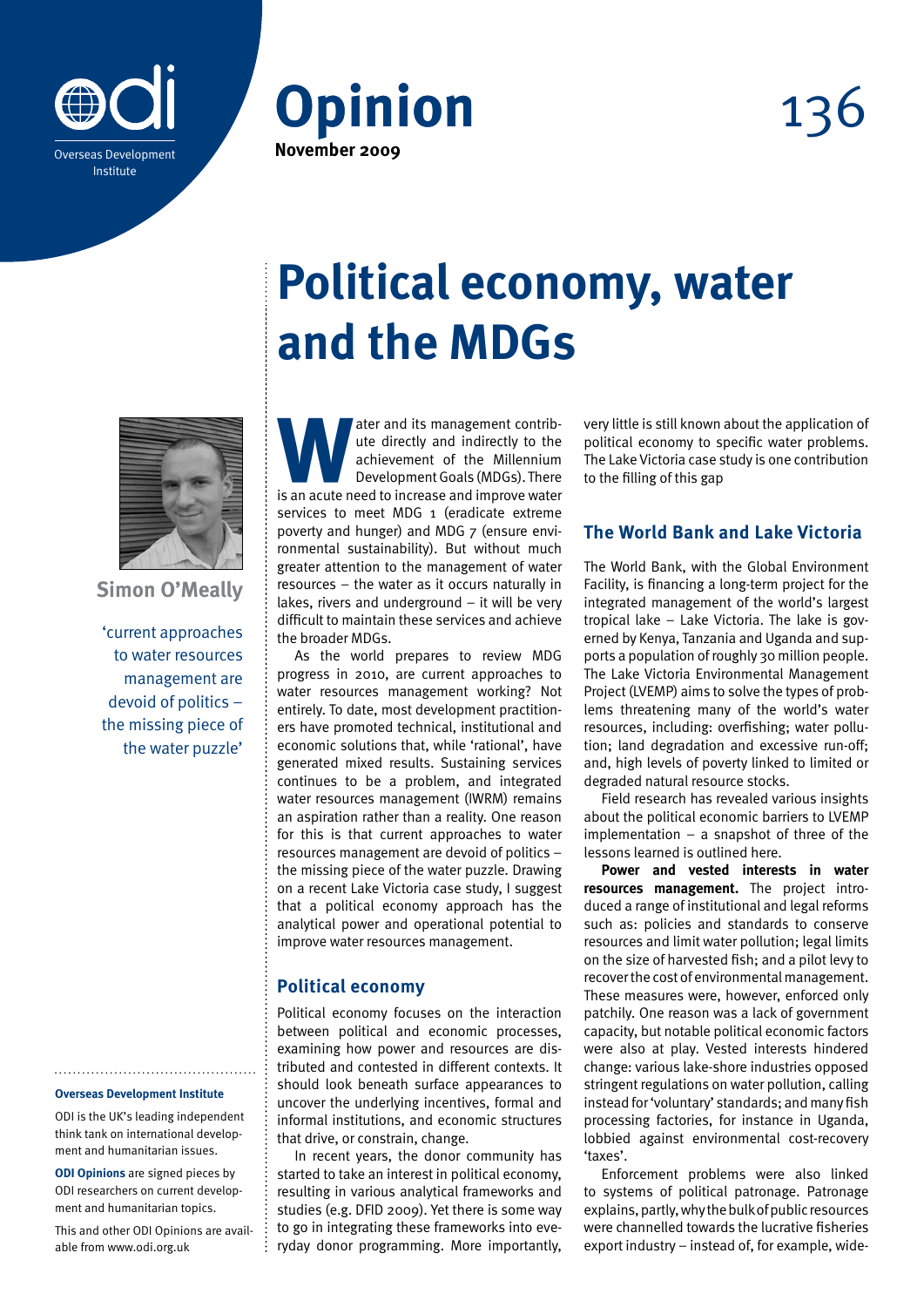# Opinion

**November 2009**

136

# Political economy, water and the MDGs

**Simon O'Meally**

'current approaches to water resources management are devoid of politics – the missing piece of the water puzzle'

Water and its management contribute directly and indirectly to the achievement of the Millennium Development Goals (MDGs). There is an acute need to increase and improve water services to meet MDG 1 (eradicate extreme poverty and hunger) and MDG 7 (ensure environmental sustainability). But without much greater attention to the management of water resources – the water as it occurs naturally in lakes, rivers and underground – it will be very difficult to maintain these services and achieve the broader MDGs.

As the world prepares to review MDG progress in 2010, are current approaches to water resources management working? Not entirely. To date, most development practitioners have promoted technical, institutional and economic solutions that, while 'rational', have generated mixed results. Sustaining services continues to be a problem, and integrated water resources management (IWRM) remains an aspiration rather than a reality. One reason for this is that current approaches to water resources management are devoid of politics – the missing piece of the water puzzle. Drawing on a recent Lake Victoria case study, I suggest that a political economy approach has the analytical power and operational potential to improve water resources management.

## Political economy

Political economy focuses on the interaction between political and economic processes, examining how power and resources are distributed and contested in different contexts. It should look beneath surface appearances to uncover the underlying incentives, formal and informal institutions, and economic structures that drive, or constrain, change.

In recent years, the donor community has started to take an interest in political economy, resulting in various analytical frameworks and studies (e.g. DFID 2009). Yet there is some way to go in integrating these frameworks into everyday donor programming. More importantly, very little is still known about the application of political economy to specific water problems. The Lake Victoria case study is one contribution to the filling of this gap

## The World Bank and Lake Victoria

The World Bank, with the Global Environment Facility, is financing a long-term project for the integrated management of the world's largest tropical lake – Lake Victoria. The lake is governed by Kenya, Tanzania and Uganda and supports a population of roughly 30 million people. The Lake Victoria Environmental Management Project (LVEMP) aims to solve the types of problems threatening many of the world's water resources, including: overfishing; water pollution; land degradation and excessive run-off; and, high levels of poverty linked to limited or degraded natural resource stocks.

Field research has revealed various insights about the political economic barriers to LVEMP implementation – a snapshot of three of the lessons learned is outlined here.

**Power and vested interests in water resources management.** The project introduced a range of institutional and legal reforms such as: policies and standards to conserve resources and limit water pollution; legal limits on the size of harvested fish; and a pilot levy to recover the cost of environmental management. These measures were, however, enforced only patchily. One reason was a lack of government capacity, but notable political economic factors were also at play. Vested interests hindered change: various lake-shore industries opposed stringent regulations on water pollution, calling instead for 'voluntary' standards; and many fish processing factories, for instance in Uganda, lobbied against environmental cost-recovery 'taxes'.

Enforcement problems were also linked to systems of political patronage. Patronage explains, partly, why the bulk of public resources were channelled towards the lucrative fisheries export industry – instead of, for example, wide-

**Overseas Development Institute**

ODI is the UK's leading independent think tank on international development and humanitarian issues.

**ODI Opinions** are signed pieces by ODI researchers on current development and humanitarian topics.

This and other ODI Opinions are available from www.odi.org.uk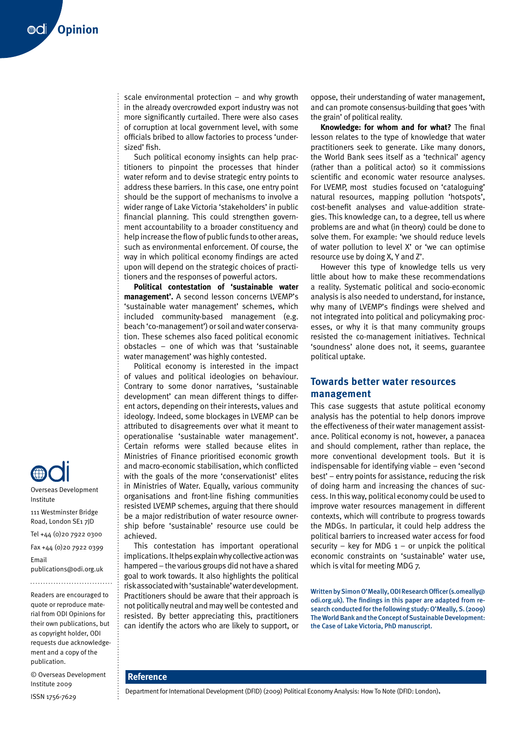scale environmental protection – and why growth in the already overcrowded export industry was not more significantly curtailed. There were also cases of corruption at local government level, with some officials bribed to allow factories to process 'under-sized' fish.

Such political economy insights can help practitioners to pinpoint the processes that hinder water reform and to devise strategic entry points to address these barriers. In this case, one entry point should be the support of mechanisms to involve a wider range of Lake Victoria 'stakeholders' in public financial planning. This could strengthen government accountability to a broader constituency and help increase the flow of public funds to other areas, such as environmental enforcement. Of course, the way in which political economy findings are acted upon will depend on the strategic choices of practitioners and the responses of powerful actors.

**Political contestation of 'sustainable water management'.** A second lesson concerns LVEMP's 'sustainable water management' schemes, which included community-based management (e.g. beach 'co-management') or soil and water conservation. These schemes also faced political economic obstacles – one of which was that 'sustainable water management' was highly contested.

Political economy is interested in the impact of values and political ideologies on behaviour. Contrary to some donor narratives, 'sustainable development' can mean different things to different actors, depending on their interests, values and ideology. Indeed, some blockages in LVEMP can be attributed to disagreements over what it meant to operationalise 'sustainable water management'. Certain reforms were stalled because elites in Ministries of Finance prioritised economic growth and macro-economic stabilisation, which conflicted with the goals of the more 'conservationist' elites in Ministries of Water. Equally, various community organisations and front-line fishing communities resisted LVEMP schemes, arguing that there should be a major redistribution of water resource ownership before 'sustainable' resource use could be achieved.

This contestation has important operational implications. It helps explain why collective action was hampered – the various groups did not have a shared goal to work towards. It also highlights the political risk associated with 'sustainable' water development. Practitioners should be aware that their approach is not politically neutral and may well be contested and resisted. By better appreciating this, practitioners can identify the actors who are likely to support, or oppose, their understanding of water management, and can promote consensus-building that goes 'with the grain' of political reality.

**Knowledge: for whom and for what?** The final lesson relates to the type of knowledge that water practitioners seek to generate. Like many donors, the World Bank sees itself as a 'technical' agency (rather than a political actor) so it commissions scientific and economic water resource analyses. For LVEMP, most studies focused on 'cataloguing' natural resources, mapping pollution 'hotspots', cost-benefit analyses and value-addition strategies. This knowledge can, to a degree, tell us where problems are and what (in theory) could be done to solve them. For example: 'we should reduce levels of water pollution to level X' or 'we can optimise resource use by doing X, Y and Z'.

However this type of knowledge tells us very little about how to make these recommendations a reality. Systematic political and socio-economic analysis is also needed to understand, for instance, why many of LVEMP's findings were shelved and not integrated into political and policymaking processes, or why it is that many community groups resisted the co-management initiatives. Technical 'soundness' alone does not, it seems, guarantee political uptake.

## Towards better water resources management

This case suggests that astute political economy analysis has the potential to help donors improve the effectiveness of their water management assistance. Political economy is not, however, a panacea and should complement, rather than replace, the more conventional development tools. But it is indispensable for identifying viable – even 'second best' – entry points for assistance, reducing the risk of doing harm and increasing the chances of success. In this way, political economy could be used to improve water resources management in different contexts, which will contribute to progress towards the MDGs. In particular, it could help address the political barriers to increased water access for food security – key for MDG 1 – or unpick the political economic constraints on 'sustainable' water use, which is vital for meeting MDG 7.

Written by Simon O'Meally, ODI Research Officer (s.omeally@odi.org.uk). The findings in this paper are adapted from research conducted for the following study: O'Meally, S. (2009) The World Bank and the Concept of Sustainable Development: the Case of Lake Victoria, PhD manuscript.

Overseas Development Institute

111 Westminster Bridge Road, London SE1 7JD

Tel +44 (0)20 7922 0300

Fax +44 (0)20 7922 0399

Email publications@odi.org.uk

Readers are encouraged to quote or reproduce material from ODI Opinions for their own publications, but as copyright holder, ODI requests due acknowledgement and a copy of the publication.

© Overseas Development Institute 2009

ISSN 1756-7629

## Reference

Department for International Development (DFID) (2009) Political Economy Analysis: How To Note (DFID: London).